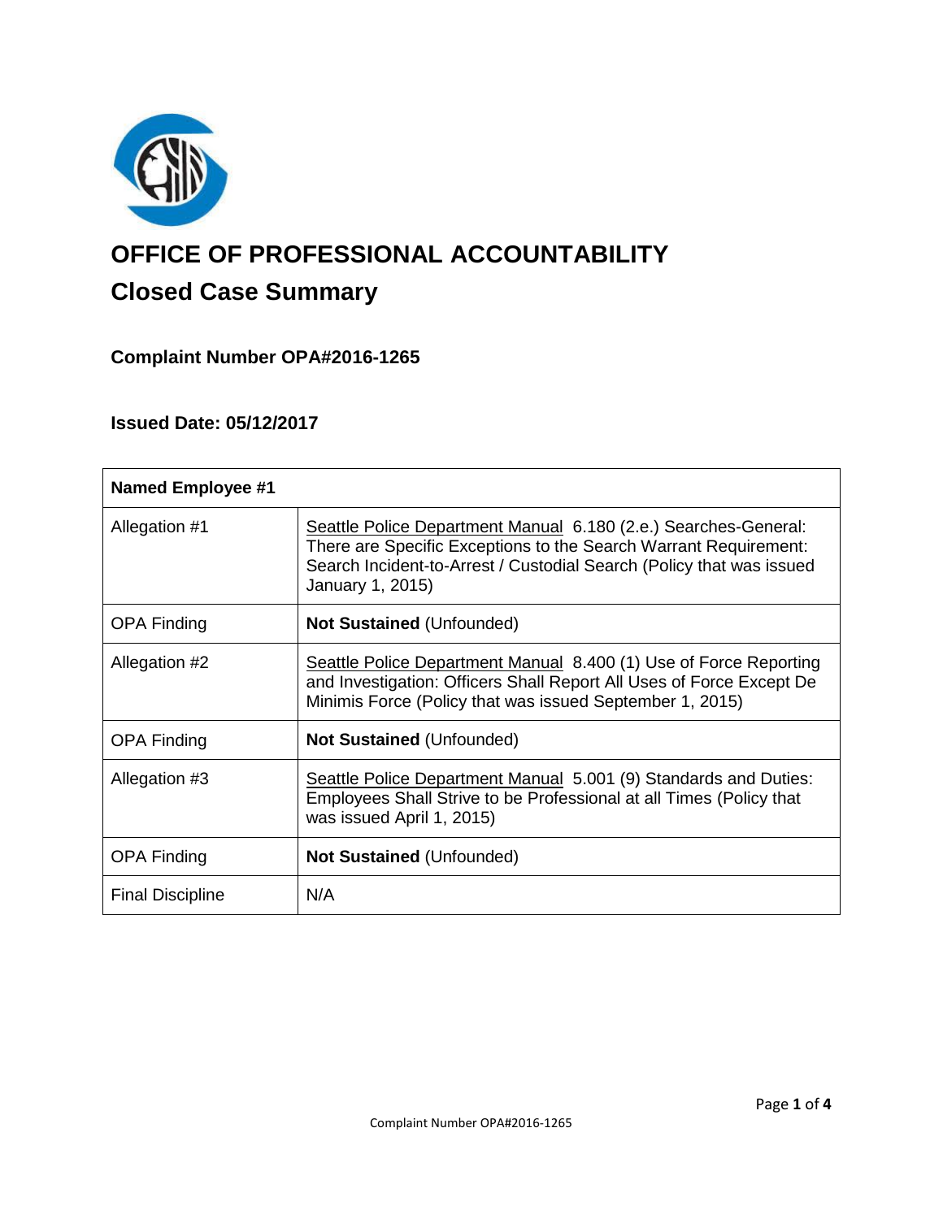# OFFICE OF PROFESSIONAL ACCOUNTABILITY

## Closed Case Summary

### Complaint Number OPA#2016-1265

### Issued Date: 05/12/2017

| **Named Employee #1** | |
|---|---|
| Allegation #1 | Seattle Police Department Manual 6.180 (2.e.) Searches-General: There are Specific Exceptions to the Search Warrant Requirement: Search Incident-to-Arrest / Custodial Search (Policy that was issued January 1, 2015) |
| OPA Finding | **Not Sustained** (Unfounded) |
| Allegation #2 | Seattle Police Department Manual 8.400 (1) Use of Force Reporting and Investigation: Officers Shall Report All Uses of Force Except De Minimis Force (Policy that was issued September 1, 2015) |
| OPA Finding | **Not Sustained** (Unfounded) |
| Allegation #3 | Seattle Police Department Manual 5.001 (9) Standards and Duties: Employees Shall Strive to be Professional at all Times (Policy that was issued April 1, 2015) |
| OPA Finding | **Not Sustained** (Unfounded) |
| Final Discipline | N/A |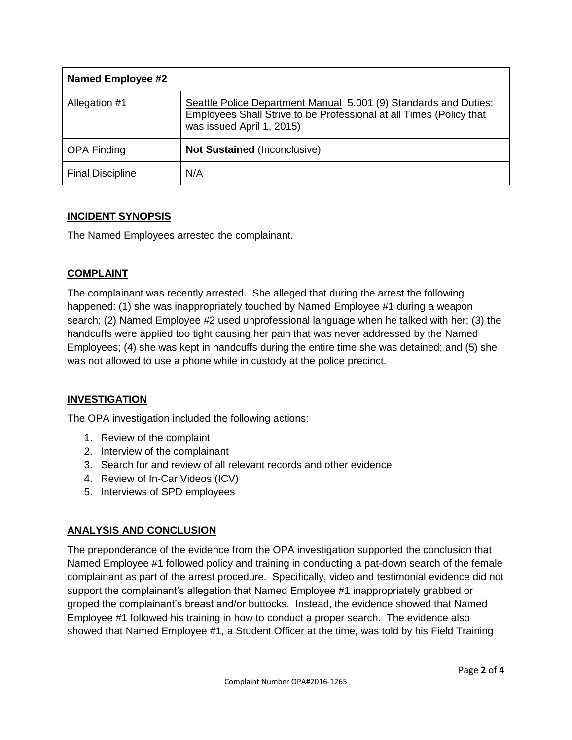| Named Employee #2 | |
|---|---|
| Allegation #1 | Seattle Police Department Manual 5.001 (9) Standards and Duties: Employees Shall Strive to be Professional at all Times (Policy that was issued April 1, 2015) |
| OPA Finding | **Not Sustained** (Inconclusive) |
| Final Discipline | N/A |

## INCIDENT SYNOPSIS

The Named Employees arrested the complainant.

## COMPLAINT

The complainant was recently arrested. She alleged that during the arrest the following happened: (1) she was inappropriately touched by Named Employee #1 during a weapon search; (2) Named Employee #2 used unprofessional language when he talked with her; (3) the handcuffs were applied too tight causing her pain that was never addressed by the Named Employees; (4) she was kept in handcuffs during the entire time she was detained; and (5) she was not allowed to use a phone while in custody at the police precinct.

## INVESTIGATION

The OPA investigation included the following actions:

1. Review of the complaint
2. Interview of the complainant
3. Search for and review of all relevant records and other evidence
4. Review of In-Car Videos (ICV)
5. Interviews of SPD employees

## ANALYSIS AND CONCLUSION

The preponderance of the evidence from the OPA investigation supported the conclusion that Named Employee #1 followed policy and training in conducting a pat-down search of the female complainant as part of the arrest procedure. Specifically, video and testimonial evidence did not support the complainant's allegation that Named Employee #1 inappropriately grabbed or groped the complainant's breast and/or buttocks. Instead, the evidence showed that Named Employee #1 followed his training in how to conduct a proper search. The evidence also showed that Named Employee #1, a Student Officer at the time, was told by his Field Training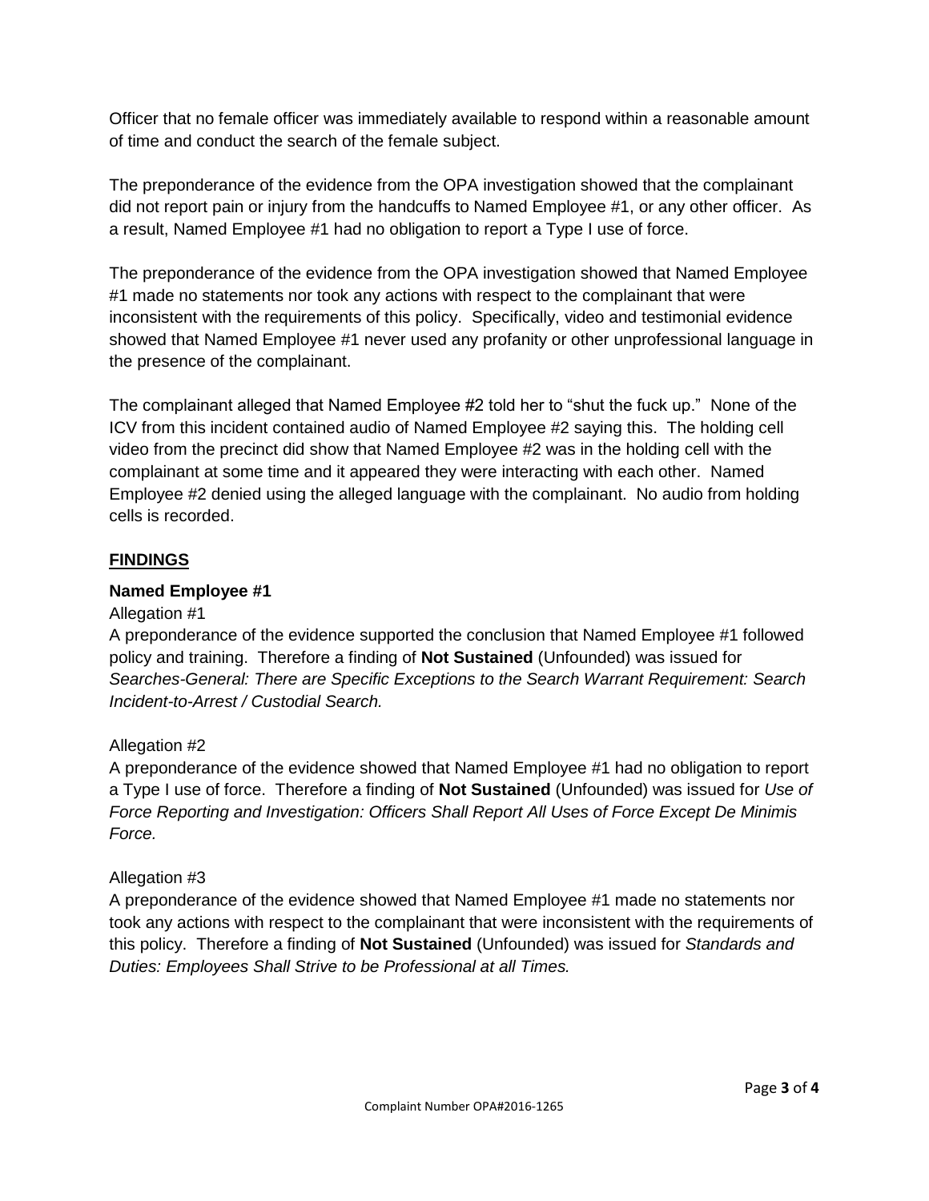Officer that no female officer was immediately available to respond within a reasonable amount of time and conduct the search of the female subject.

The preponderance of the evidence from the OPA investigation showed that the complainant did not report pain or injury from the handcuffs to Named Employee #1, or any other officer. As a result, Named Employee #1 had no obligation to report a Type I use of force.

The preponderance of the evidence from the OPA investigation showed that Named Employee #1 made no statements nor took any actions with respect to the complainant that were inconsistent with the requirements of this policy. Specifically, video and testimonial evidence showed that Named Employee #1 never used any profanity or other unprofessional language in the presence of the complainant.

The complainant alleged that Named Employee #2 told her to "shut the fuck up." None of the ICV from this incident contained audio of Named Employee #2 saying this. The holding cell video from the precinct did show that Named Employee #2 was in the holding cell with the complainant at some time and it appeared they were interacting with each other. Named Employee #2 denied using the alleged language with the complainant. No audio from holding cells is recorded.

## FINDINGS

### Named Employee #1

Allegation #1

A preponderance of the evidence supported the conclusion that Named Employee #1 followed policy and training. Therefore a finding of **Not Sustained** (Unfounded) was issued for *Searches-General: There are Specific Exceptions to the Search Warrant Requirement: Search Incident-to-Arrest / Custodial Search.*

Allegation #2

A preponderance of the evidence showed that Named Employee #1 had no obligation to report a Type I use of force. Therefore a finding of **Not Sustained** (Unfounded) was issued for *Use of Force Reporting and Investigation: Officers Shall Report All Uses of Force Except De Minimis Force.*

Allegation #3

A preponderance of the evidence showed that Named Employee #1 made no statements nor took any actions with respect to the complainant that were inconsistent with the requirements of this policy. Therefore a finding of **Not Sustained** (Unfounded) was issued for *Standards and Duties: Employees Shall Strive to be Professional at all Times.*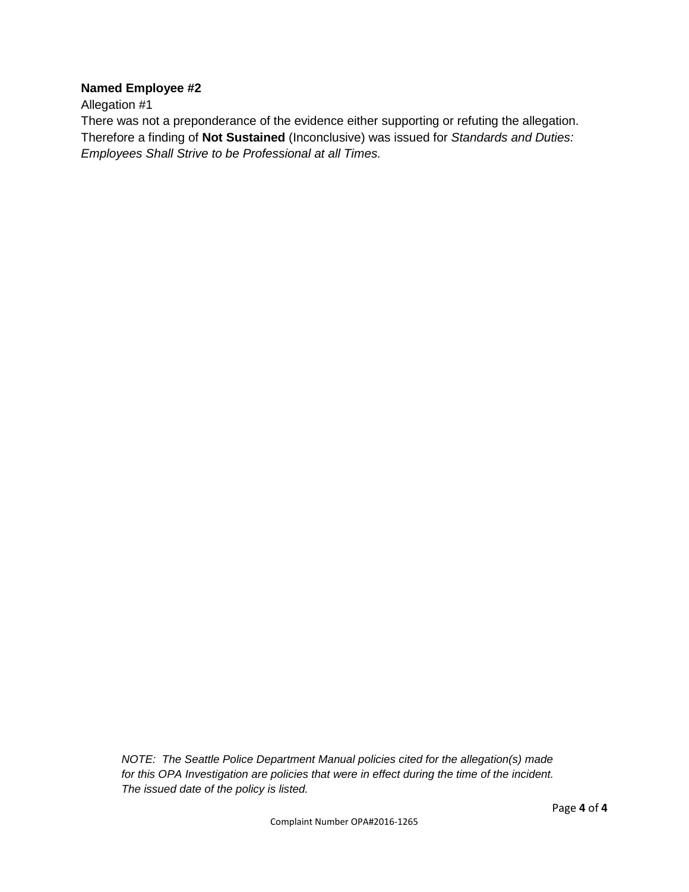**Named Employee #2**

Allegation #1

There was not a preponderance of the evidence either supporting or refuting the allegation. Therefore a finding of **Not Sustained** (Inconclusive) was issued for *Standards and Duties: Employees Shall Strive to be Professional at all Times.*

*NOTE: The Seattle Police Department Manual policies cited for the allegation(s) made for this OPA Investigation are policies that were in effect during the time of the incident. The issued date of the policy is listed.*